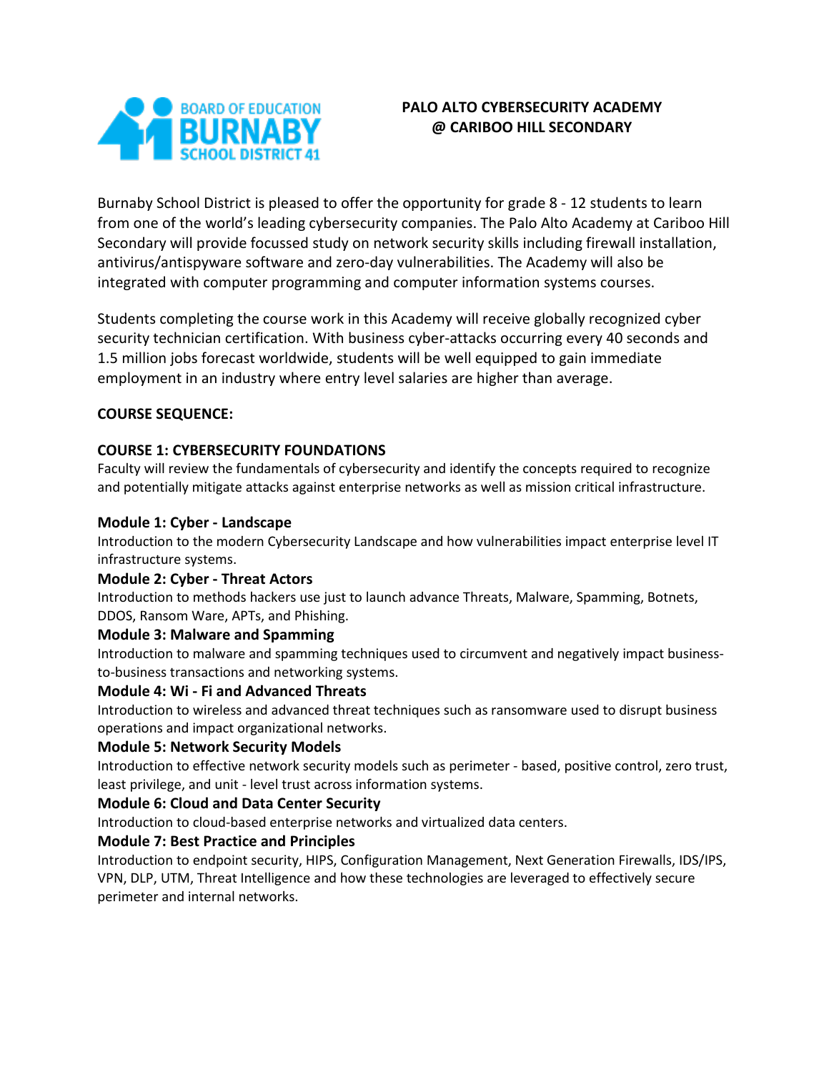BOARD OF EDUCATION BURNABY SCHOOL DISTRICT 41

# PALO ALTO CYBERSECURITY ACADEMY @ CARIBOO HILL SECONDARY

Burnaby School District is pleased to offer the opportunity for grade 8 - 12 students to learn from one of the world's leading cybersecurity companies. The Palo Alto Academy at Cariboo Hill Secondary will provide focussed study on network security skills including firewall installation, antivirus/antispyware software and zero-day vulnerabilities. The Academy will also be integrated with computer programming and computer information systems courses.

Students completing the course work in this Academy will receive globally recognized cyber security technician certification. With business cyber-attacks occurring every 40 seconds and 1.5 million jobs forecast worldwide, students will be well equipped to gain immediate employment in an industry where entry level salaries are higher than average.

## COURSE SEQUENCE:

### COURSE 1: CYBERSECURITY FOUNDATIONS

Faculty will review the fundamentals of cybersecurity and identify the concepts required to recognize and potentially mitigate attacks against enterprise networks as well as mission critical infrastructure.

#### Module 1: Cyber - Landscape

Introduction to the modern Cybersecurity Landscape and how vulnerabilities impact enterprise level IT infrastructure systems.

#### Module 2: Cyber - Threat Actors

Introduction to methods hackers use just to launch advance Threats, Malware, Spamming, Botnets, DDOS, Ransom Ware, APTs, and Phishing.

#### Module 3: Malware and Spamming

Introduction to malware and spamming techniques used to circumvent and negatively impact business-to-business transactions and networking systems.

#### Module 4: Wi - Fi and Advanced Threats

Introduction to wireless and advanced threat techniques such as ransomware used to disrupt business operations and impact organizational networks.

#### Module 5: Network Security Models

Introduction to effective network security models such as perimeter - based, positive control, zero trust, least privilege, and unit - level trust across information systems.

#### Module 6: Cloud and Data Center Security

Introduction to cloud-based enterprise networks and virtualized data centers.

#### Module 7: Best Practice and Principles

Introduction to endpoint security, HIPS, Configuration Management, Next Generation Firewalls, IDS/IPS, VPN, DLP, UTM, Threat Intelligence and how these technologies are leveraged to effectively secure perimeter and internal networks.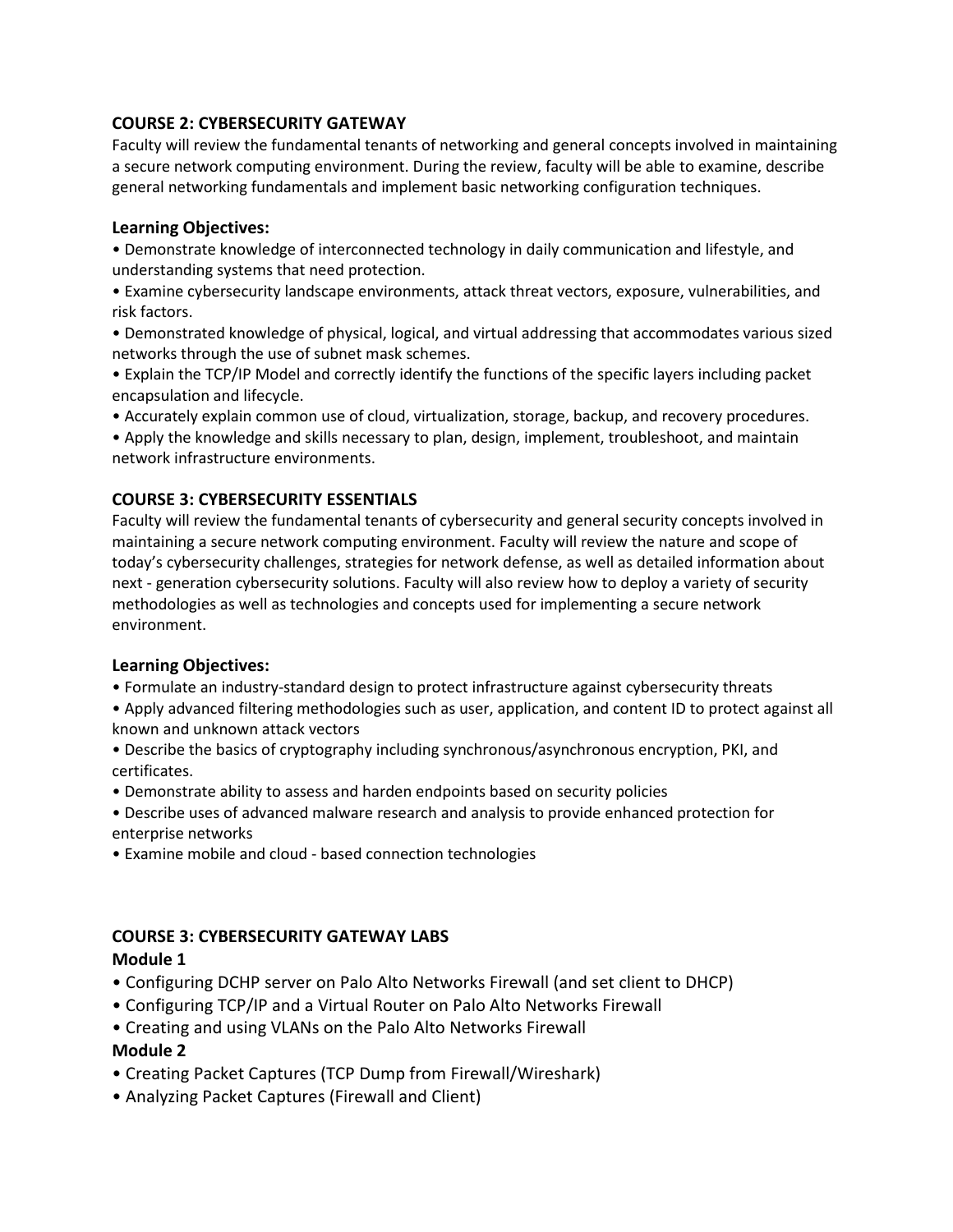## COURSE 2: CYBERSECURITY GATEWAY

Faculty will review the fundamental tenants of networking and general concepts involved in maintaining a secure network computing environment. During the review, faculty will be able to examine, describe general networking fundamentals and implement basic networking configuration techniques.

### Learning Objectives:

- Demonstrate knowledge of interconnected technology in daily communication and lifestyle, and understanding systems that need protection.
- Examine cybersecurity landscape environments, attack threat vectors, exposure, vulnerabilities, and risk factors.
- Demonstrated knowledge of physical, logical, and virtual addressing that accommodates various sized networks through the use of subnet mask schemes.
- Explain the TCP/IP Model and correctly identify the functions of the specific layers including packet encapsulation and lifecycle.
- Accurately explain common use of cloud, virtualization, storage, backup, and recovery procedures.
- Apply the knowledge and skills necessary to plan, design, implement, troubleshoot, and maintain network infrastructure environments.

## COURSE 3: CYBERSECURITY ESSENTIALS

Faculty will review the fundamental tenants of cybersecurity and general security concepts involved in maintaining a secure network computing environment. Faculty will review the nature and scope of today's cybersecurity challenges, strategies for network defense, as well as detailed information about next - generation cybersecurity solutions. Faculty will also review how to deploy a variety of security methodologies as well as technologies and concepts used for implementing a secure network environment.

### Learning Objectives:

- Formulate an industry-standard design to protect infrastructure against cybersecurity threats
- Apply advanced filtering methodologies such as user, application, and content ID to protect against all known and unknown attack vectors
- Describe the basics of cryptography including synchronous/asynchronous encryption, PKI, and certificates.
- Demonstrate ability to assess and harden endpoints based on security policies
- Describe uses of advanced malware research and analysis to provide enhanced protection for enterprise networks
- Examine mobile and cloud - based connection technologies

## COURSE 3: CYBERSECURITY GATEWAY LABS

### Module 1

- Configuring DCHP server on Palo Alto Networks Firewall (and set client to DHCP)
- Configuring TCP/IP and a Virtual Router on Palo Alto Networks Firewall
- Creating and using VLANs on the Palo Alto Networks Firewall

### Module 2

- Creating Packet Captures (TCP Dump from Firewall/Wireshark)
- Analyzing Packet Captures (Firewall and Client)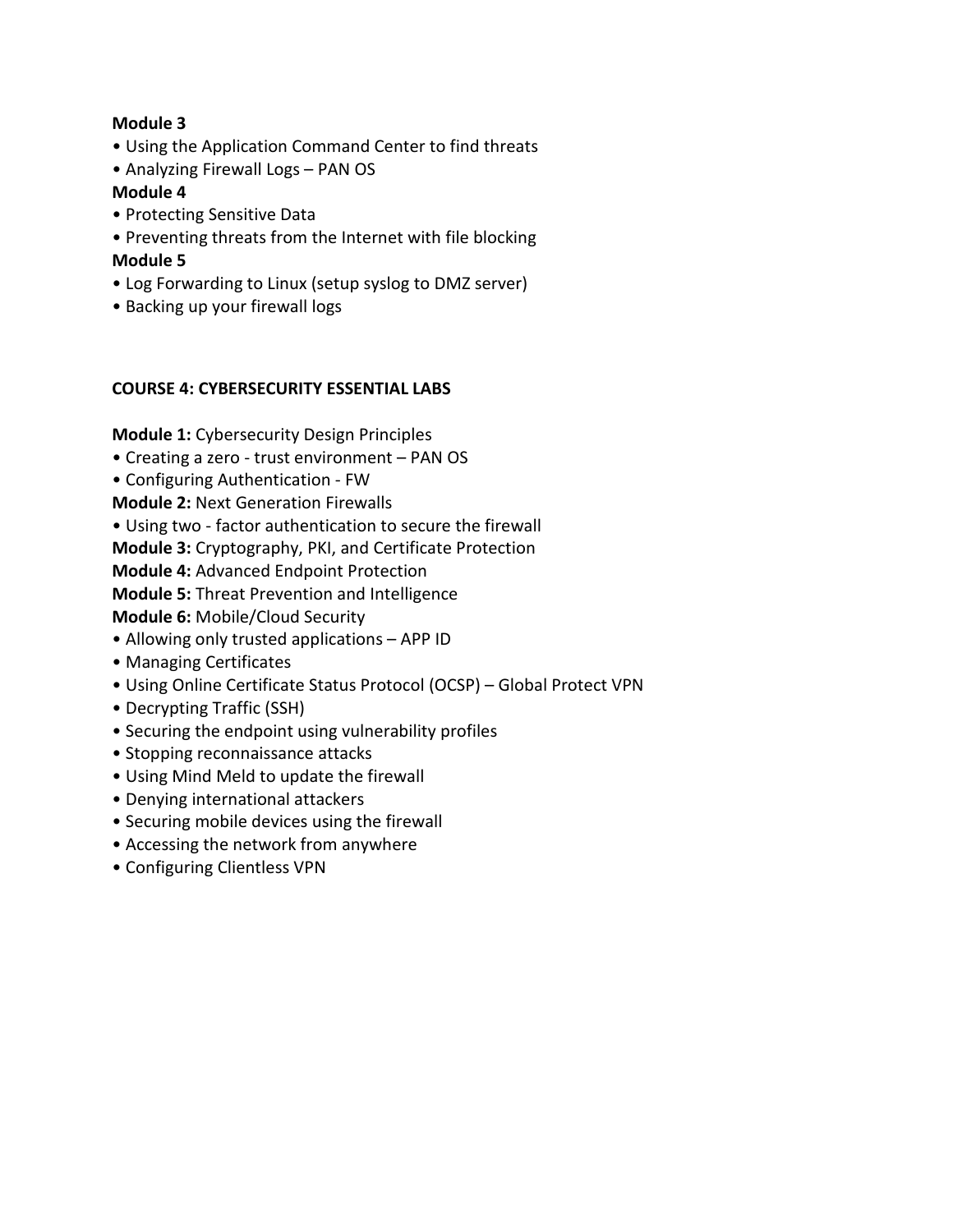**Module 3**

- Using the Application Command Center to find threats
- Analyzing Firewall Logs – PAN OS

**Module 4**

- Protecting Sensitive Data
- Preventing threats from the Internet with file blocking

**Module 5**

- Log Forwarding to Linux (setup syslog to DMZ server)
- Backing up your firewall logs

## COURSE 4: CYBERSECURITY ESSENTIAL LABS

**Module 1:** Cybersecurity Design Principles

- Creating a zero - trust environment – PAN OS
- Configuring Authentication - FW

**Module 2:** Next Generation Firewalls

- Using two - factor authentication to secure the firewall

**Module 3:** Cryptography, PKI, and Certificate Protection

**Module 4:** Advanced Endpoint Protection

**Module 5:** Threat Prevention and Intelligence

**Module 6:** Mobile/Cloud Security

- Allowing only trusted applications – APP ID
- Managing Certificates
- Using Online Certificate Status Protocol (OCSP) – Global Protect VPN
- Decrypting Traffic (SSH)
- Securing the endpoint using vulnerability profiles
- Stopping reconnaissance attacks
- Using Mind Meld to update the firewall
- Denying international attackers
- Securing mobile devices using the firewall
- Accessing the network from anywhere
- Configuring Clientless VPN